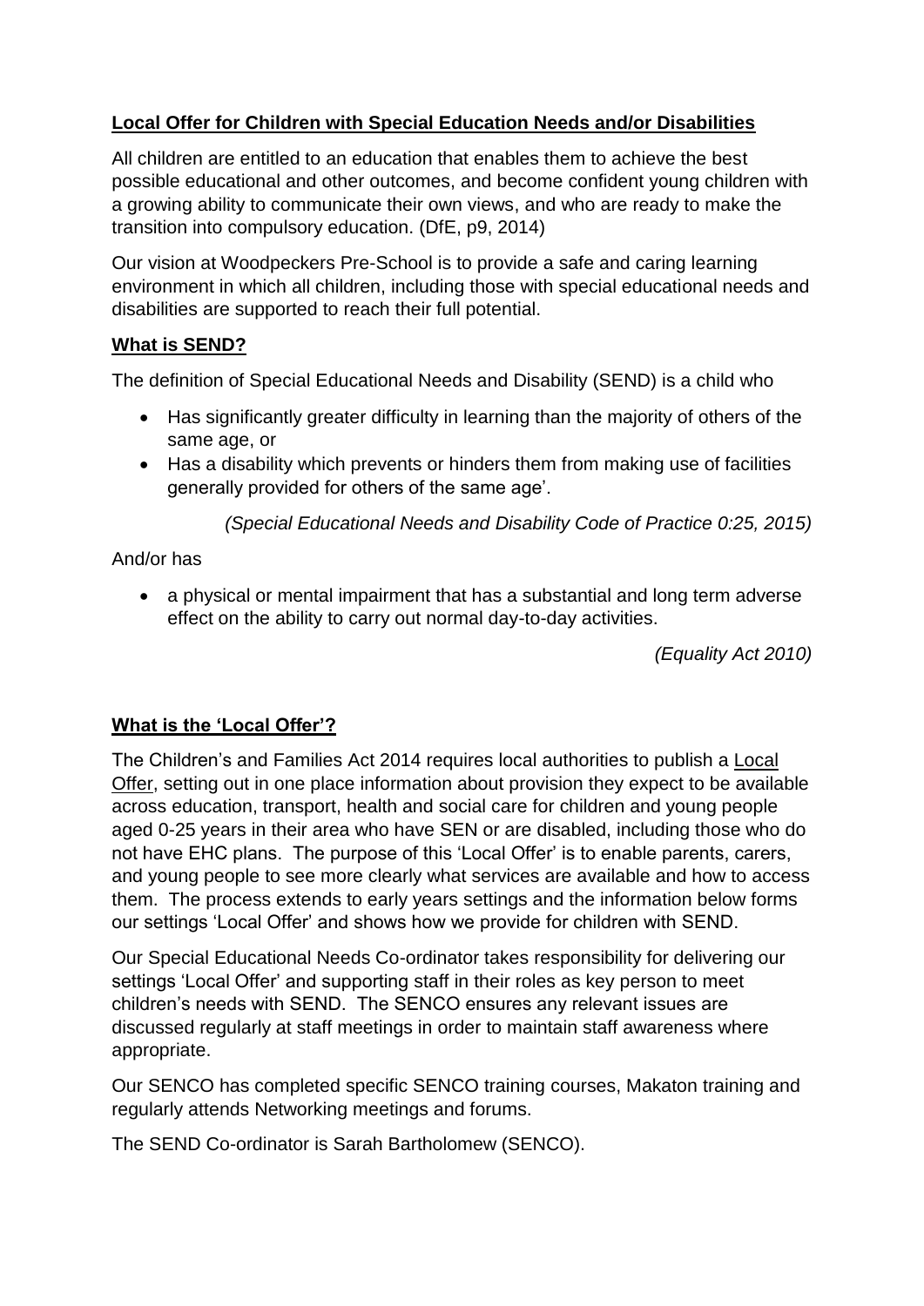## Local Offer for Children with Special Education Needs and/or Disabilities

All children are entitled to an education that enables them to achieve the best possible educational and other outcomes, and become confident young children with a growing ability to communicate their own views, and who are ready to make the transition into compulsory education. (DfE, p9, 2014)

Our vision at Woodpeckers Pre-School is to provide a safe and caring learning environment in which all children, including those with special educational needs and disabilities are supported to reach their full potential.

## What is SEND?

The definition of Special Educational Needs and Disability (SEND) is a child who

- Has significantly greater difficulty in learning than the majority of others of the same age, or
- Has a disability which prevents or hinders them from making use of facilities generally provided for others of the same age'.

*(Special Educational Needs and Disability Code of Practice 0:25, 2015)*

And/or has

- a physical or mental impairment that has a substantial and long term adverse effect on the ability to carry out normal day-to-day activities.

*(Equality Act 2010)*

## What is the 'Local Offer'?

The Children's and Families Act 2014 requires local authorities to publish a Local Offer, setting out in one place information about provision they expect to be available across education, transport, health and social care for children and young people aged 0-25 years in their area who have SEN or are disabled, including those who do not have EHC plans. The purpose of this 'Local Offer' is to enable parents, carers, and young people to see more clearly what services are available and how to access them. The process extends to early years settings and the information below forms our settings 'Local Offer' and shows how we provide for children with SEND.

Our Special Educational Needs Co-ordinator takes responsibility for delivering our settings 'Local Offer' and supporting staff in their roles as key person to meet children's needs with SEND. The SENCO ensures any relevant issues are discussed regularly at staff meetings in order to maintain staff awareness where appropriate.

Our SENCO has completed specific SENCO training courses, Makaton training and regularly attends Networking meetings and forums.

The SEND Co-ordinator is Sarah Bartholomew (SENCO).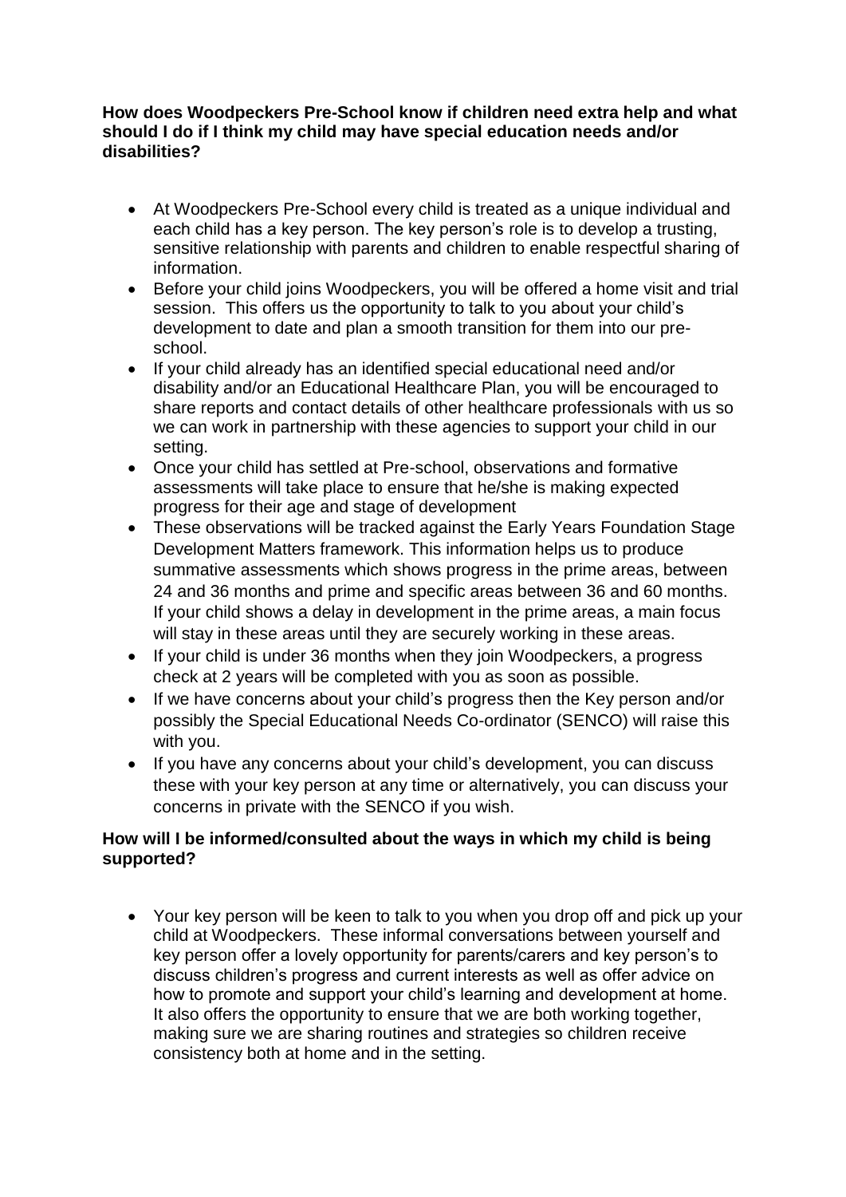**How does Woodpeckers Pre-School know if children need extra help and what should I do if I think my child may have special education needs and/or disabilities?**

- At Woodpeckers Pre-School every child is treated as a unique individual and each child has a key person. The key person's role is to develop a trusting, sensitive relationship with parents and children to enable respectful sharing of information.
- Before your child joins Woodpeckers, you will be offered a home visit and trial session. This offers us the opportunity to talk to you about your child's development to date and plan a smooth transition for them into our pre-school.
- If your child already has an identified special educational need and/or disability and/or an Educational Healthcare Plan, you will be encouraged to share reports and contact details of other healthcare professionals with us so we can work in partnership with these agencies to support your child in our setting.
- Once your child has settled at Pre-school, observations and formative assessments will take place to ensure that he/she is making expected progress for their age and stage of development
- These observations will be tracked against the Early Years Foundation Stage Development Matters framework. This information helps us to produce summative assessments which shows progress in the prime areas, between 24 and 36 months and prime and specific areas between 36 and 60 months. If your child shows a delay in development in the prime areas, a main focus will stay in these areas until they are securely working in these areas.
- If your child is under 36 months when they join Woodpeckers, a progress check at 2 years will be completed with you as soon as possible.
- If we have concerns about your child's progress then the Key person and/or possibly the Special Educational Needs Co-ordinator (SENCO) will raise this with you.
- If you have any concerns about your child's development, you can discuss these with your key person at any time or alternatively, you can discuss your concerns in private with the SENCO if you wish.

**How will I be informed/consulted about the ways in which my child is being supported?**

- Your key person will be keen to talk to you when you drop off and pick up your child at Woodpeckers. These informal conversations between yourself and key person offer a lovely opportunity for parents/carers and key person's to discuss children's progress and current interests as well as offer advice on how to promote and support your child's learning and development at home. It also offers the opportunity to ensure that we are both working together, making sure we are sharing routines and strategies so children receive consistency both at home and in the setting.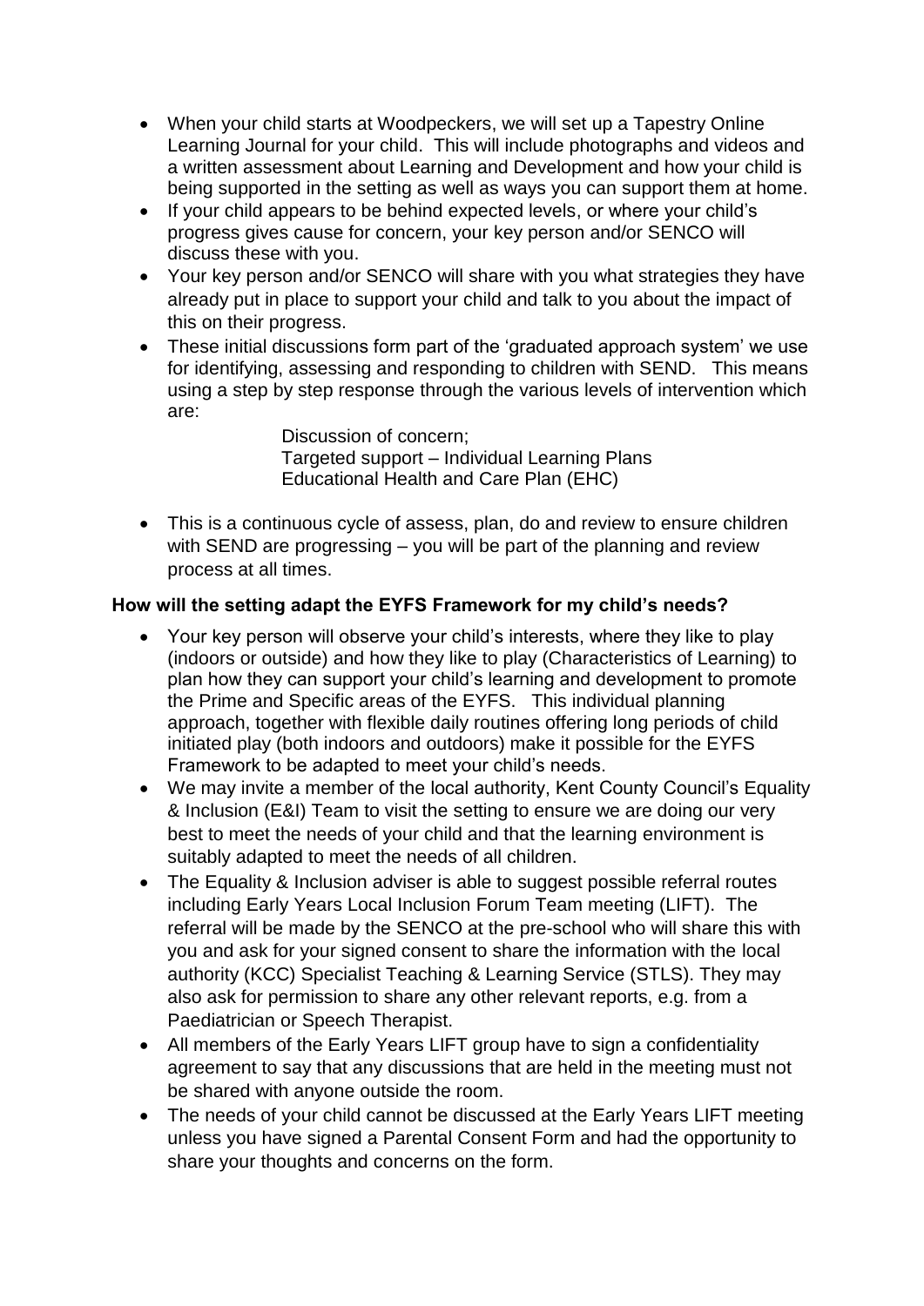- When your child starts at Woodpeckers, we will set up a Tapestry Online Learning Journal for your child. This will include photographs and videos and a written assessment about Learning and Development and how your child is being supported in the setting as well as ways you can support them at home.
- If your child appears to be behind expected levels, or where your child's progress gives cause for concern, your key person and/or SENCO will discuss these with you.
- Your key person and/or SENCO will share with you what strategies they have already put in place to support your child and talk to you about the impact of this on their progress.
- These initial discussions form part of the 'graduated approach system' we use for identifying, assessing and responding to children with SEND. This means using a step by step response through the various levels of intervention which are:

  Discussion of concern;
  Targeted support – Individual Learning Plans
  Educational Health and Care Plan (EHC)

- This is a continuous cycle of assess, plan, do and review to ensure children with SEND are progressing – you will be part of the planning and review process at all times.

**How will the setting adapt the EYFS Framework for my child's needs?**

- Your key person will observe your child's interests, where they like to play (indoors or outside) and how they like to play (Characteristics of Learning) to plan how they can support your child's learning and development to promote the Prime and Specific areas of the EYFS. This individual planning approach, together with flexible daily routines offering long periods of child initiated play (both indoors and outdoors) make it possible for the EYFS Framework to be adapted to meet your child's needs.
- We may invite a member of the local authority, Kent County Council's Equality & Inclusion (E&I) Team to visit the setting to ensure we are doing our very best to meet the needs of your child and that the learning environment is suitably adapted to meet the needs of all children.
- The Equality & Inclusion adviser is able to suggest possible referral routes including Early Years Local Inclusion Forum Team meeting (LIFT). The referral will be made by the SENCO at the pre-school who will share this with you and ask for your signed consent to share the information with the local authority (KCC) Specialist Teaching & Learning Service (STLS). They may also ask for permission to share any other relevant reports, e.g. from a Paediatrician or Speech Therapist.
- All members of the Early Years LIFT group have to sign a confidentiality agreement to say that any discussions that are held in the meeting must not be shared with anyone outside the room.
- The needs of your child cannot be discussed at the Early Years LIFT meeting unless you have signed a Parental Consent Form and had the opportunity to share your thoughts and concerns on the form.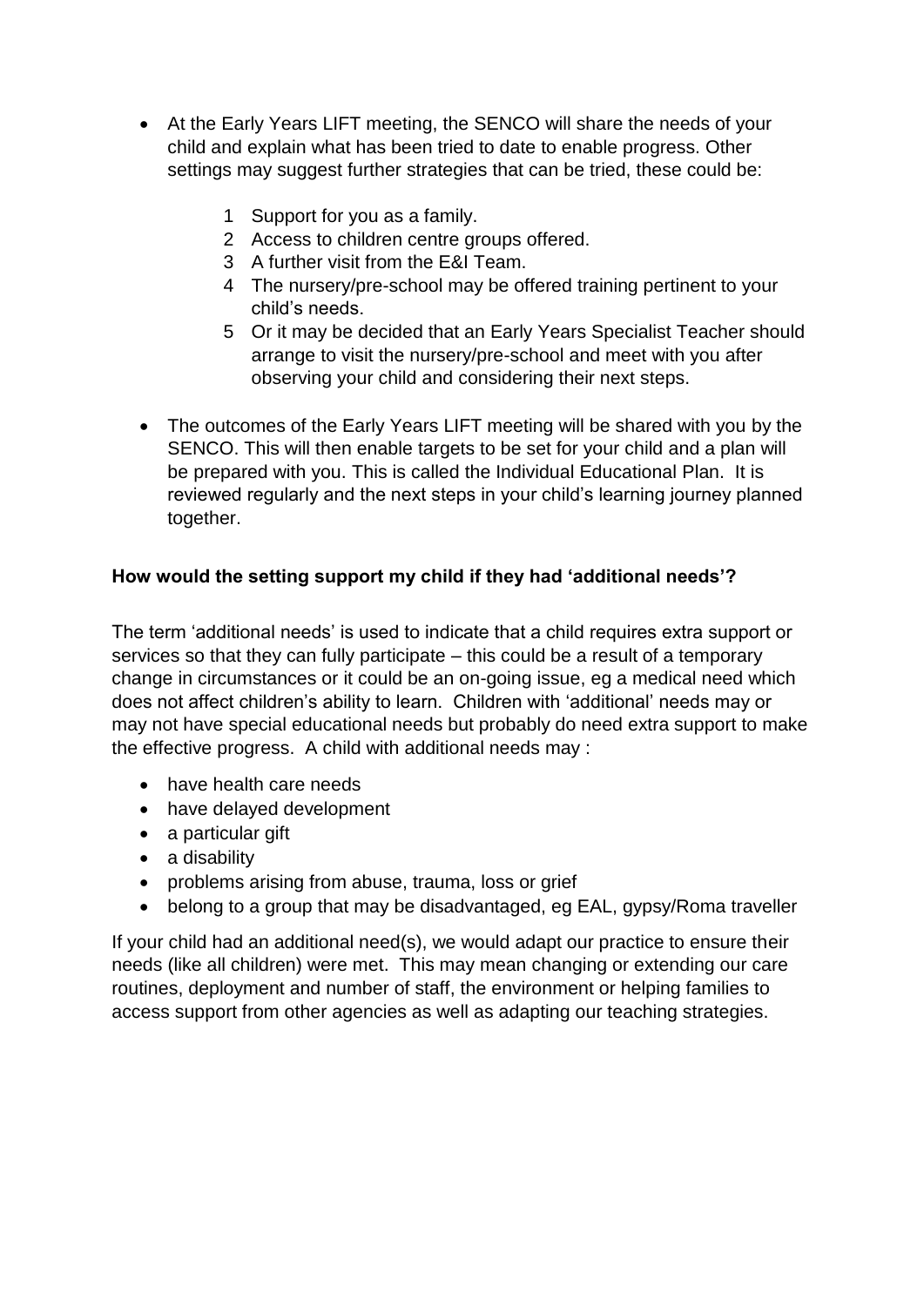- At the Early Years LIFT meeting, the SENCO will share the needs of your child and explain what has been tried to date to enable progress. Other settings may suggest further strategies that can be tried, these could be:

    1. Support for you as a family.
    2. Access to children centre groups offered.
    3. A further visit from the E&I Team.
    4. The nursery/pre-school may be offered training pertinent to your child's needs.
    5. Or it may be decided that an Early Years Specialist Teacher should arrange to visit the nursery/pre-school and meet with you after observing your child and considering their next steps.

- The outcomes of the Early Years LIFT meeting will be shared with you by the SENCO. This will then enable targets to be set for your child and a plan will be prepared with you. This is called the Individual Educational Plan. It is reviewed regularly and the next steps in your child's learning journey planned together.

**How would the setting support my child if they had 'additional needs'?**

The term 'additional needs' is used to indicate that a child requires extra support or services so that they can fully participate – this could be a result of a temporary change in circumstances or it could be an on-going issue, eg a medical need which does not affect children's ability to learn. Children with 'additional' needs may or may not have special educational needs but probably do need extra support to make the effective progress. A child with additional needs may :

- have health care needs
- have delayed development
- a particular gift
- a disability
- problems arising from abuse, trauma, loss or grief
- belong to a group that may be disadvantaged, eg EAL, gypsy/Roma traveller

If your child had an additional need(s), we would adapt our practice to ensure their needs (like all children) were met. This may mean changing or extending our care routines, deployment and number of staff, the environment or helping families to access support from other agencies as well as adapting our teaching strategies.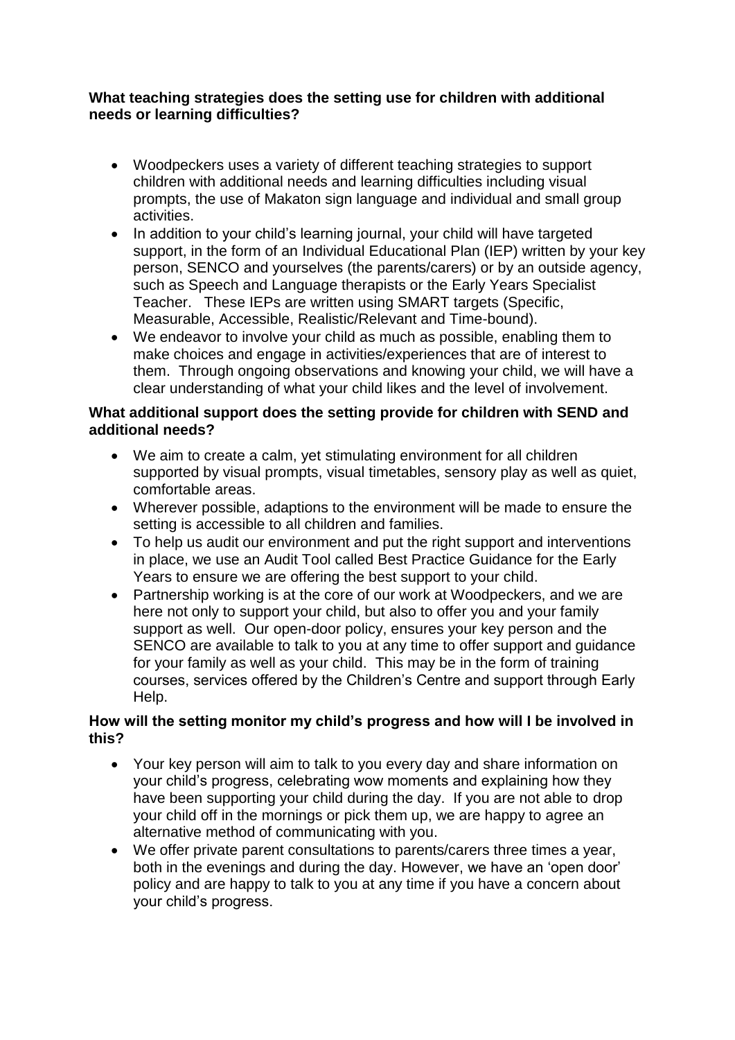**What teaching strategies does the setting use for children with additional needs or learning difficulties?**

- Woodpeckers uses a variety of different teaching strategies to support children with additional needs and learning difficulties including visual prompts, the use of Makaton sign language and individual and small group activities.
- In addition to your child's learning journal, your child will have targeted support, in the form of an Individual Educational Plan (IEP) written by your key person, SENCO and yourselves (the parents/carers) or by an outside agency, such as Speech and Language therapists or the Early Years Specialist Teacher. These IEPs are written using SMART targets (Specific, Measurable, Accessible, Realistic/Relevant and Time-bound).
- We endeavor to involve your child as much as possible, enabling them to make choices and engage in activities/experiences that are of interest to them. Through ongoing observations and knowing your child, we will have a clear understanding of what your child likes and the level of involvement.

**What additional support does the setting provide for children with SEND and additional needs?**

- We aim to create a calm, yet stimulating environment for all children supported by visual prompts, visual timetables, sensory play as well as quiet, comfortable areas.
- Wherever possible, adaptions to the environment will be made to ensure the setting is accessible to all children and families.
- To help us audit our environment and put the right support and interventions in place, we use an Audit Tool called Best Practice Guidance for the Early Years to ensure we are offering the best support to your child.
- Partnership working is at the core of our work at Woodpeckers, and we are here not only to support your child, but also to offer you and your family support as well. Our open-door policy, ensures your key person and the SENCO are available to talk to you at any time to offer support and guidance for your family as well as your child. This may be in the form of training courses, services offered by the Children's Centre and support through Early Help.

**How will the setting monitor my child's progress and how will I be involved in this?**

- Your key person will aim to talk to you every day and share information on your child's progress, celebrating wow moments and explaining how they have been supporting your child during the day. If you are not able to drop your child off in the mornings or pick them up, we are happy to agree an alternative method of communicating with you.
- We offer private parent consultations to parents/carers three times a year, both in the evenings and during the day. However, we have an 'open door' policy and are happy to talk to you at any time if you have a concern about your child's progress.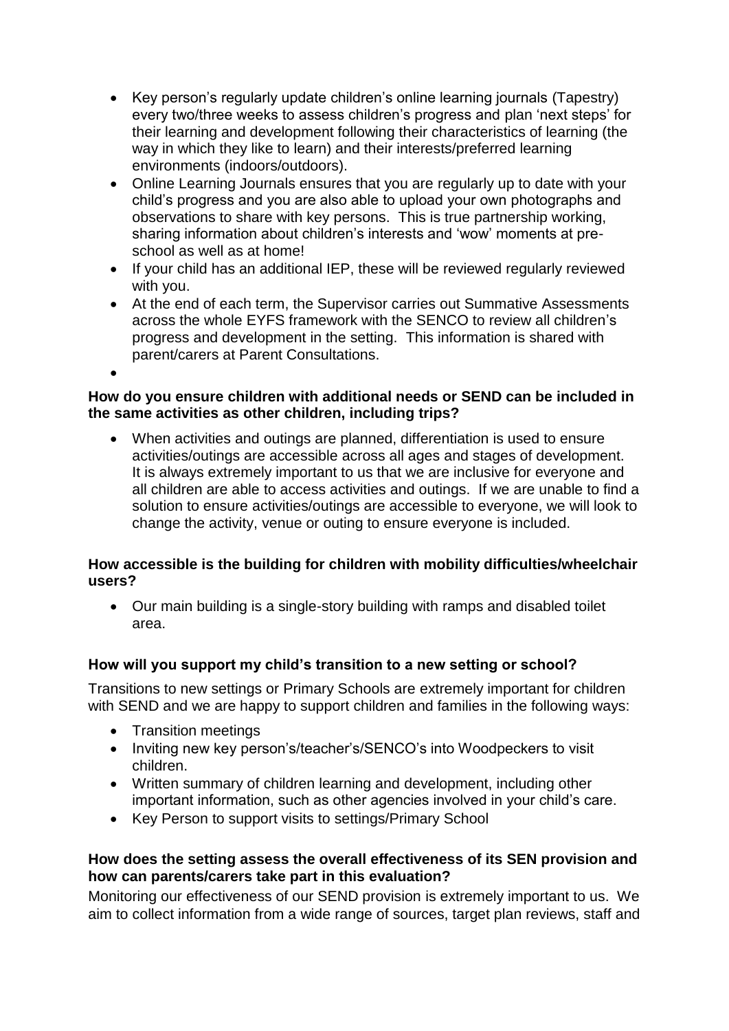- Key person's regularly update children's online learning journals (Tapestry) every two/three weeks to assess children's progress and plan 'next steps' for their learning and development following their characteristics of learning (the way in which they like to learn) and their interests/preferred learning environments (indoors/outdoors).
- Online Learning Journals ensures that you are regularly up to date with your child's progress and you are also able to upload your own photographs and observations to share with key persons. This is true partnership working, sharing information about children's interests and 'wow' moments at pre-school as well as at home!
- If your child has an additional IEP, these will be reviewed regularly reviewed with you.
- At the end of each term, the Supervisor carries out Summative Assessments across the whole EYFS framework with the SENCO to review all children's progress and development in the setting. This information is shared with parent/carers at Parent Consultations.

**How do you ensure children with additional needs or SEND can be included in the same activities as other children, including trips?**

- When activities and outings are planned, differentiation is used to ensure activities/outings are accessible across all ages and stages of development. It is always extremely important to us that we are inclusive for everyone and all children are able to access activities and outings. If we are unable to find a solution to ensure activities/outings are accessible to everyone, we will look to change the activity, venue or outing to ensure everyone is included.

**How accessible is the building for children with mobility difficulties/wheelchair users?**

- Our main building is a single-story building with ramps and disabled toilet area.

**How will you support my child's transition to a new setting or school?**

Transitions to new settings or Primary Schools are extremely important for children with SEND and we are happy to support children and families in the following ways:

- Transition meetings
- Inviting new key person's/teacher's/SENCO's into Woodpeckers to visit children.
- Written summary of children learning and development, including other important information, such as other agencies involved in your child's care.
- Key Person to support visits to settings/Primary School

**How does the setting assess the overall effectiveness of its SEN provision and how can parents/carers take part in this evaluation?**

Monitoring our effectiveness of our SEND provision is extremely important to us. We aim to collect information from a wide range of sources, target plan reviews, staff and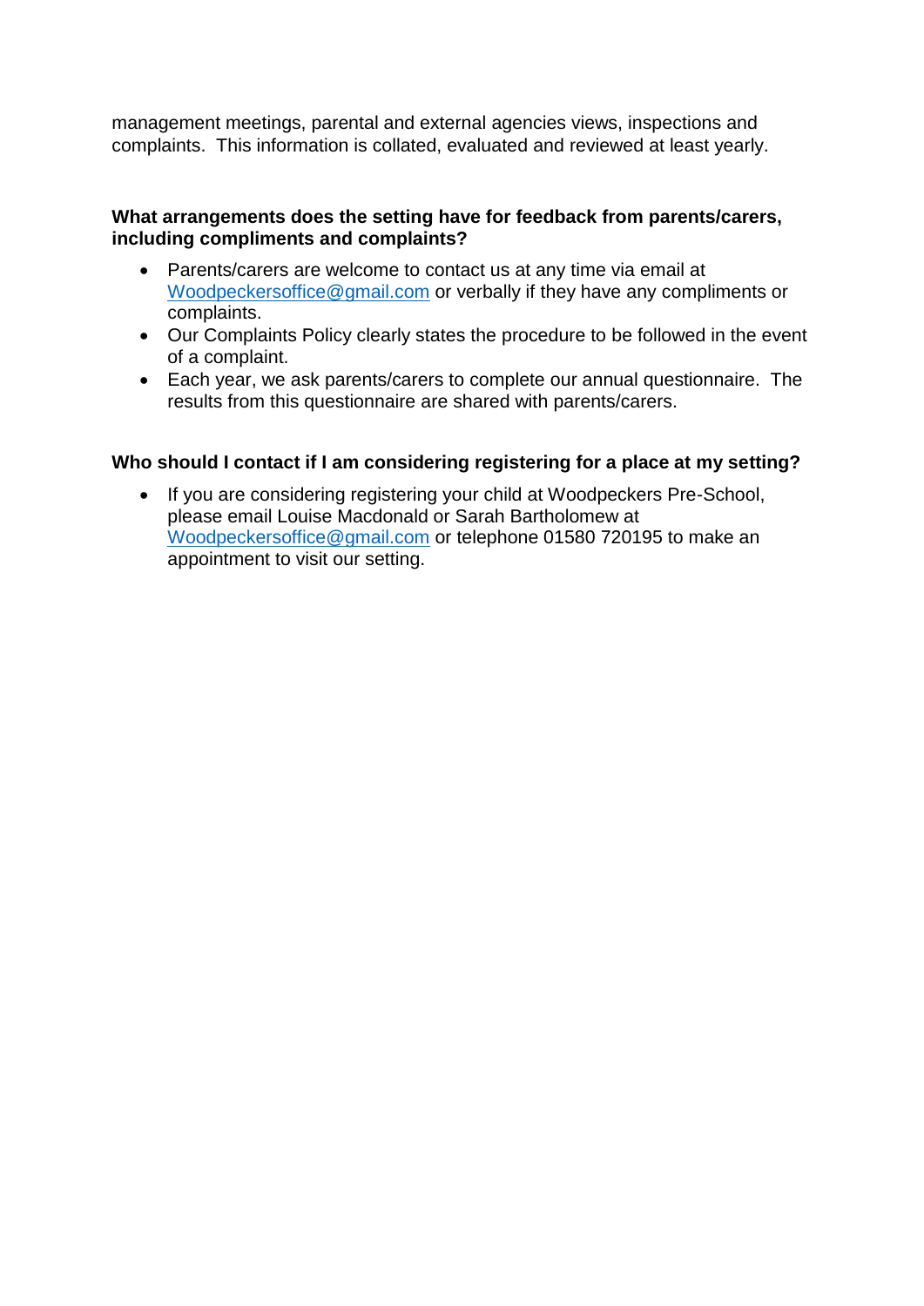management meetings, parental and external agencies views, inspections and complaints. This information is collated, evaluated and reviewed at least yearly.

**What arrangements does the setting have for feedback from parents/carers, including compliments and complaints?**

- Parents/carers are welcome to contact us at any time via email at Woodpeckersoffice@gmail.com or verbally if they have any compliments or complaints.
- Our Complaints Policy clearly states the procedure to be followed in the event of a complaint.
- Each year, we ask parents/carers to complete our annual questionnaire. The results from this questionnaire are shared with parents/carers.

**Who should I contact if I am considering registering for a place at my setting?**

- If you are considering registering your child at Woodpeckers Pre-School, please email Louise Macdonald or Sarah Bartholomew at Woodpeckersoffice@gmail.com or telephone 01580 720195 to make an appointment to visit our setting.